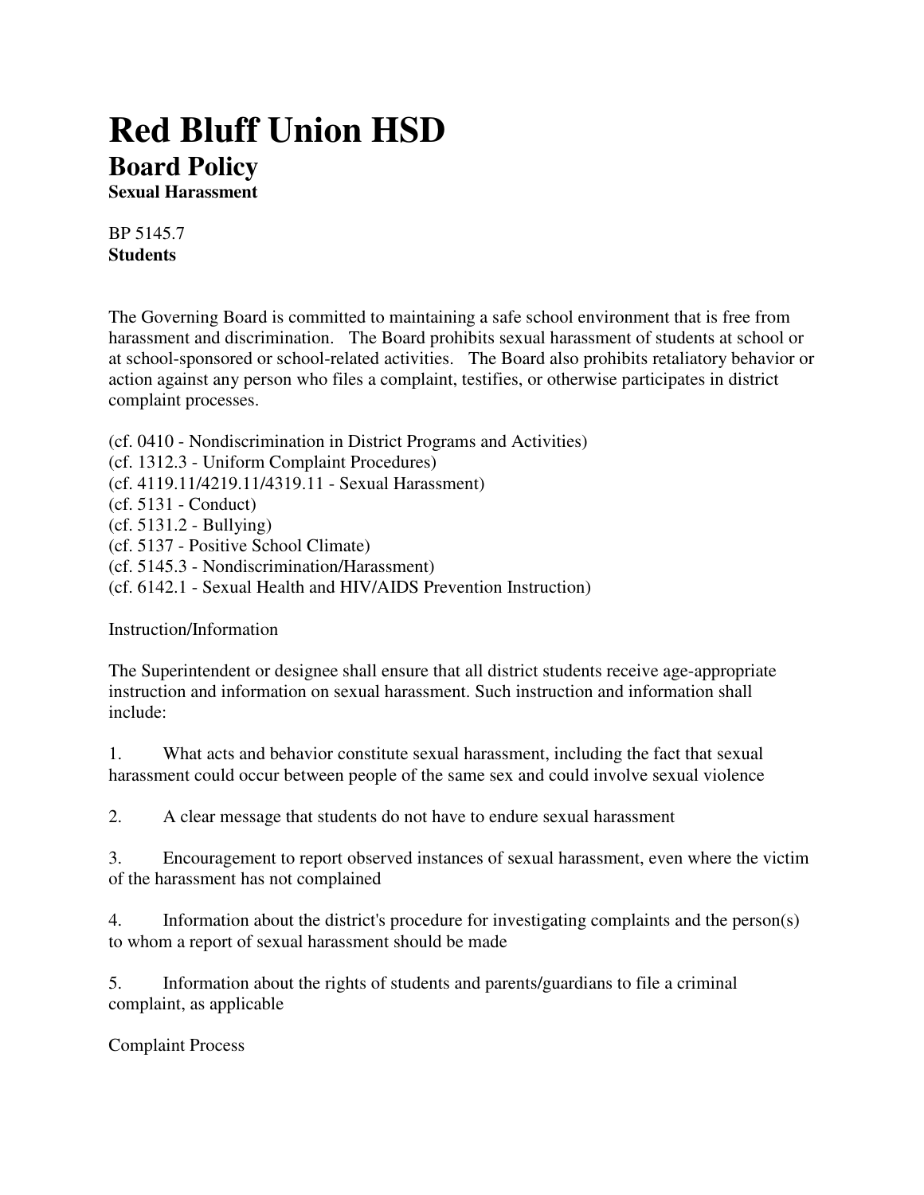# Red Bluff Union HSD

## Board Policy

**Sexual Harassment**

BP 5145.7
**Students**

The Governing Board is committed to maintaining a safe school environment that is free from harassment and discrimination. The Board prohibits sexual harassment of students at school or at school-sponsored or school-related activities. The Board also prohibits retaliatory behavior or action against any person who files a complaint, testifies, or otherwise participates in district complaint processes.

(cf. 0410 - Nondiscrimination in District Programs and Activities)
(cf. 1312.3 - Uniform Complaint Procedures)
(cf. 4119.11/4219.11/4319.11 - Sexual Harassment)
(cf. 5131 - Conduct)
(cf. 5131.2 - Bullying)
(cf. 5137 - Positive School Climate)
(cf. 5145.3 - Nondiscrimination/Harassment)
(cf. 6142.1 - Sexual Health and HIV/AIDS Prevention Instruction)

Instruction/Information

The Superintendent or designee shall ensure that all district students receive age-appropriate instruction and information on sexual harassment. Such instruction and information shall include:

1. What acts and behavior constitute sexual harassment, including the fact that sexual harassment could occur between people of the same sex and could involve sexual violence

2. A clear message that students do not have to endure sexual harassment

3. Encouragement to report observed instances of sexual harassment, even where the victim of the harassment has not complained

4. Information about the district's procedure for investigating complaints and the person(s) to whom a report of sexual harassment should be made

5. Information about the rights of students and parents/guardians to file a criminal complaint, as applicable

Complaint Process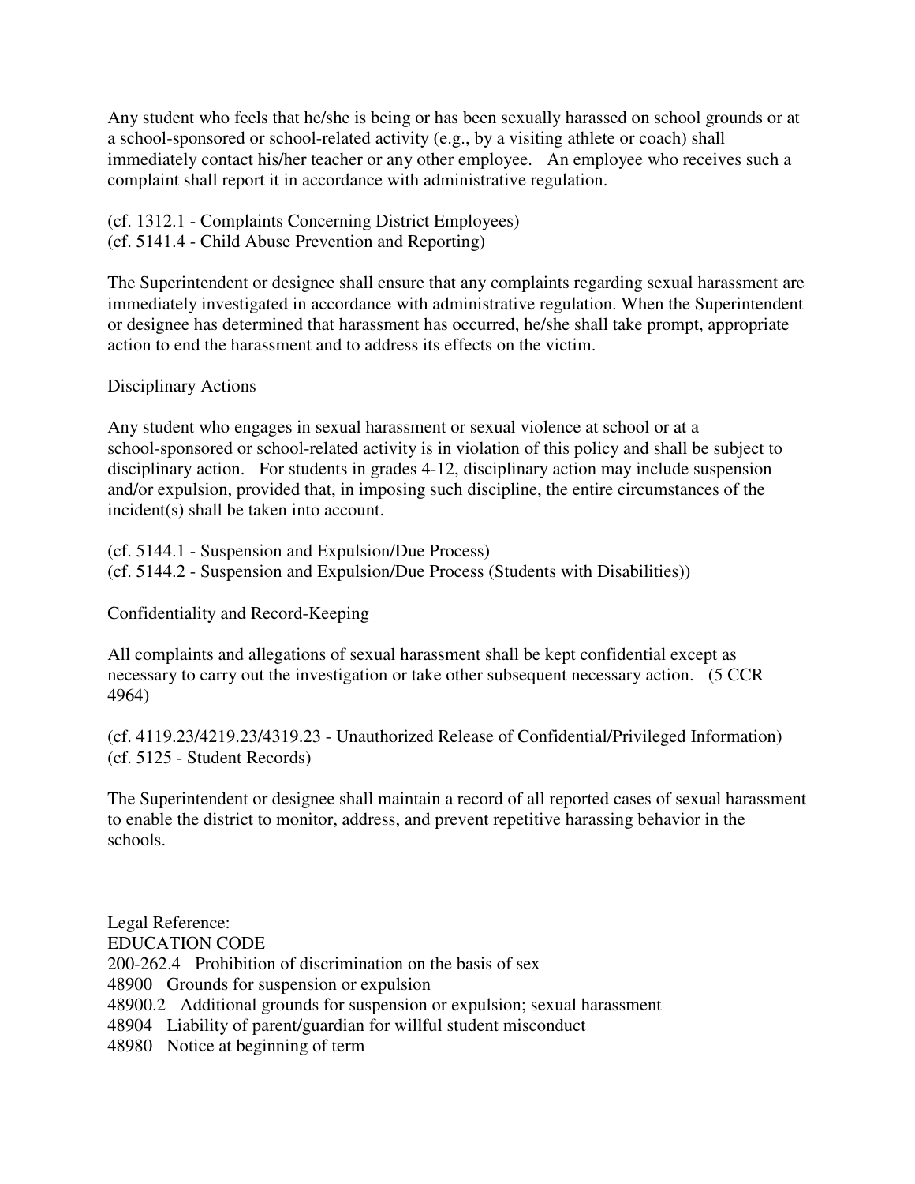Any student who feels that he/she is being or has been sexually harassed on school grounds or at a school-sponsored or school-related activity (e.g., by a visiting athlete or coach) shall immediately contact his/her teacher or any other employee. An employee who receives such a complaint shall report it in accordance with administrative regulation.

(cf. 1312.1 - Complaints Concerning District Employees)
(cf. 5141.4 - Child Abuse Prevention and Reporting)

The Superintendent or designee shall ensure that any complaints regarding sexual harassment are immediately investigated in accordance with administrative regulation. When the Superintendent or designee has determined that harassment has occurred, he/she shall take prompt, appropriate action to end the harassment and to address its effects on the victim.

## Disciplinary Actions

Any student who engages in sexual harassment or sexual violence at school or at a school-sponsored or school-related activity is in violation of this policy and shall be subject to disciplinary action. For students in grades 4-12, disciplinary action may include suspension and/or expulsion, provided that, in imposing such discipline, the entire circumstances of the incident(s) shall be taken into account.

(cf. 5144.1 - Suspension and Expulsion/Due Process)
(cf. 5144.2 - Suspension and Expulsion/Due Process (Students with Disabilities))

## Confidentiality and Record-Keeping

All complaints and allegations of sexual harassment shall be kept confidential except as necessary to carry out the investigation or take other subsequent necessary action. (5 CCR 4964)

(cf. 4119.23/4219.23/4319.23 - Unauthorized Release of Confidential/Privileged Information)
(cf. 5125 - Student Records)

The Superintendent or designee shall maintain a record of all reported cases of sexual harassment to enable the district to monitor, address, and prevent repetitive harassing behavior in the schools.

Legal Reference:
EDUCATION CODE
200-262.4 Prohibition of discrimination on the basis of sex
48900 Grounds for suspension or expulsion
48900.2 Additional grounds for suspension or expulsion; sexual harassment
48904 Liability of parent/guardian for willful student misconduct
48980 Notice at beginning of term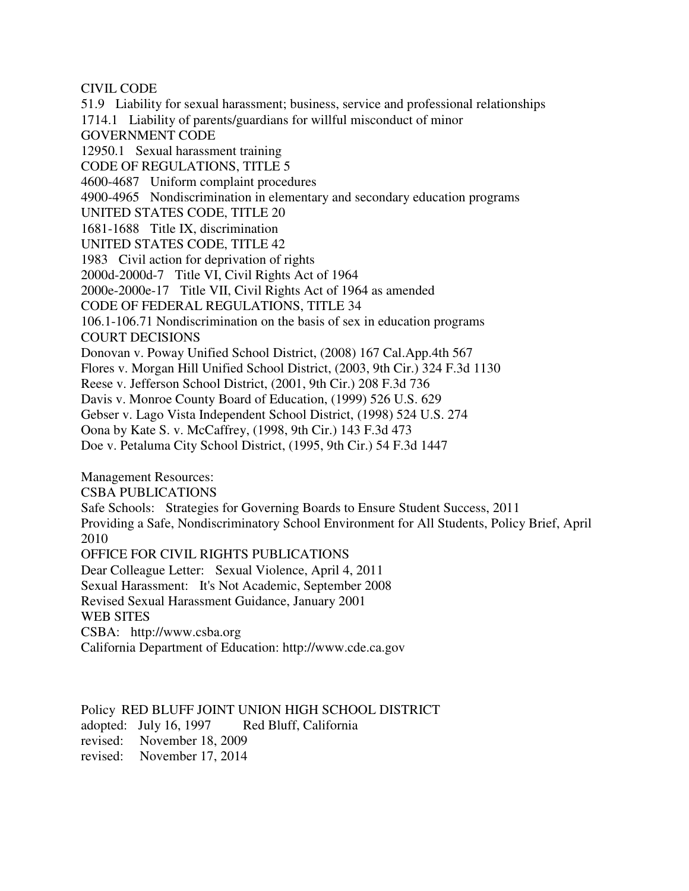CIVIL CODE

51.9 Liability for sexual harassment; business, service and professional relationships

1714.1 Liability of parents/guardians for willful misconduct of minor

GOVERNMENT CODE

12950.1 Sexual harassment training

CODE OF REGULATIONS, TITLE 5

4600-4687 Uniform complaint procedures

4900-4965 Nondiscrimination in elementary and secondary education programs

UNITED STATES CODE, TITLE 20

1681-1688 Title IX, discrimination

UNITED STATES CODE, TITLE 42

1983 Civil action for deprivation of rights

2000d-2000d-7 Title VI, Civil Rights Act of 1964

2000e-2000e-17 Title VII, Civil Rights Act of 1964 as amended

CODE OF FEDERAL REGULATIONS, TITLE 34

106.1-106.71 Nondiscrimination on the basis of sex in education programs

COURT DECISIONS

Donovan v. Poway Unified School District, (2008) 167 Cal.App.4th 567

Flores v. Morgan Hill Unified School District, (2003, 9th Cir.) 324 F.3d 1130

Reese v. Jefferson School District, (2001, 9th Cir.) 208 F.3d 736

Davis v. Monroe County Board of Education, (1999) 526 U.S. 629

Gebser v. Lago Vista Independent School District, (1998) 524 U.S. 274

Oona by Kate S. v. McCaffrey, (1998, 9th Cir.) 143 F.3d 473

Doe v. Petaluma City School District, (1995, 9th Cir.) 54 F.3d 1447

Management Resources:

CSBA PUBLICATIONS

Safe Schools: Strategies for Governing Boards to Ensure Student Success, 2011

Providing a Safe, Nondiscriminatory School Environment for All Students, Policy Brief, April 2010

OFFICE FOR CIVIL RIGHTS PUBLICATIONS

Dear Colleague Letter: Sexual Violence, April 4, 2011

Sexual Harassment: It's Not Academic, September 2008

Revised Sexual Harassment Guidance, January 2001

WEB SITES

CSBA: http://www.csba.org

California Department of Education: http://www.cde.ca.gov

Policy RED BLUFF JOINT UNION HIGH SCHOOL DISTRICT

adopted: July 16, 1997 Red Bluff, California

revised: November 18, 2009

revised: November 17, 2014